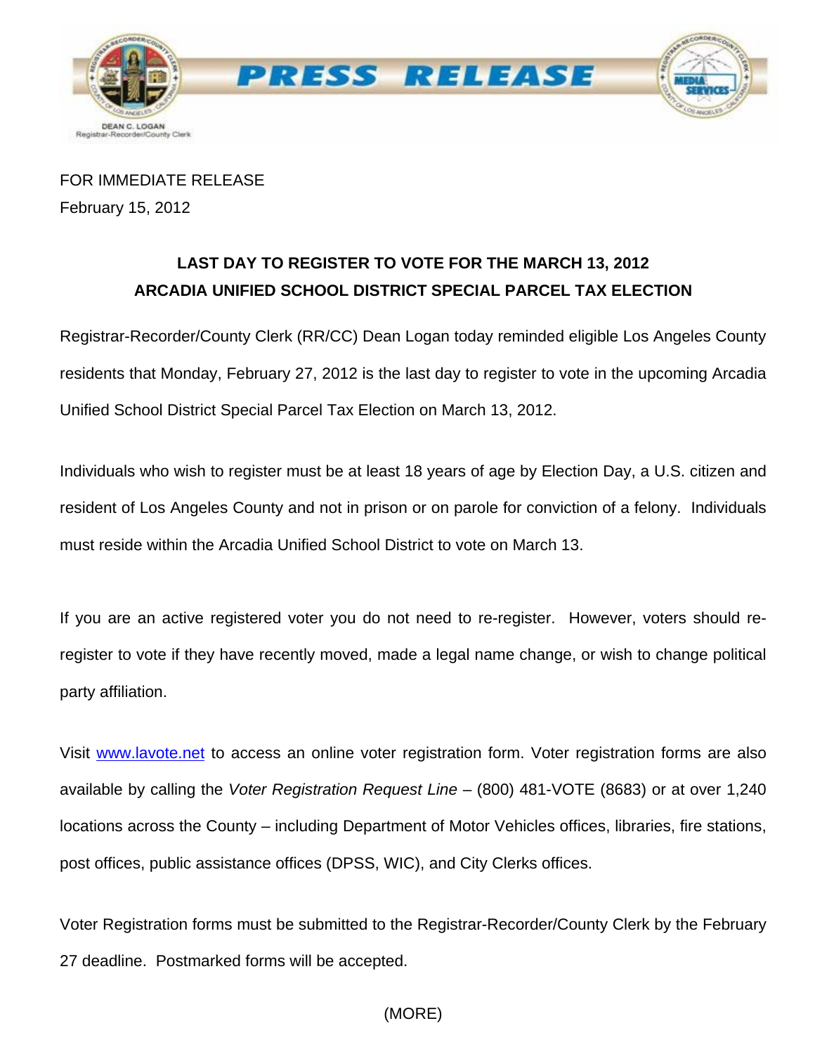DEAN C. LOGAN
Registrar-Recorder/County Clerk

# PRESS RELEASE

FOR IMMEDIATE RELEASE
February 15, 2012

## LAST DAY TO REGISTER TO VOTE FOR THE MARCH 13, 2012 ARCADIA UNIFIED SCHOOL DISTRICT SPECIAL PARCEL TAX ELECTION

Registrar-Recorder/County Clerk (RR/CC) Dean Logan today reminded eligible Los Angeles County residents that Monday, February 27, 2012 is the last day to register to vote in the upcoming Arcadia Unified School District Special Parcel Tax Election on March 13, 2012.

Individuals who wish to register must be at least 18 years of age by Election Day, a U.S. citizen and resident of Los Angeles County and not in prison or on parole for conviction of a felony. Individuals must reside within the Arcadia Unified School District to vote on March 13.

If you are an active registered voter you do not need to re-register. However, voters should re-register to vote if they have recently moved, made a legal name change, or wish to change political party affiliation.

Visit www.lavote.net to access an online voter registration form. Voter registration forms are also available by calling the *Voter Registration Request Line* – (800) 481-VOTE (8683) or at over 1,240 locations across the County – including Department of Motor Vehicles offices, libraries, fire stations, post offices, public assistance offices (DPSS, WIC), and City Clerks offices.

Voter Registration forms must be submitted to the Registrar-Recorder/County Clerk by the February 27 deadline. Postmarked forms will be accepted.

(MORE)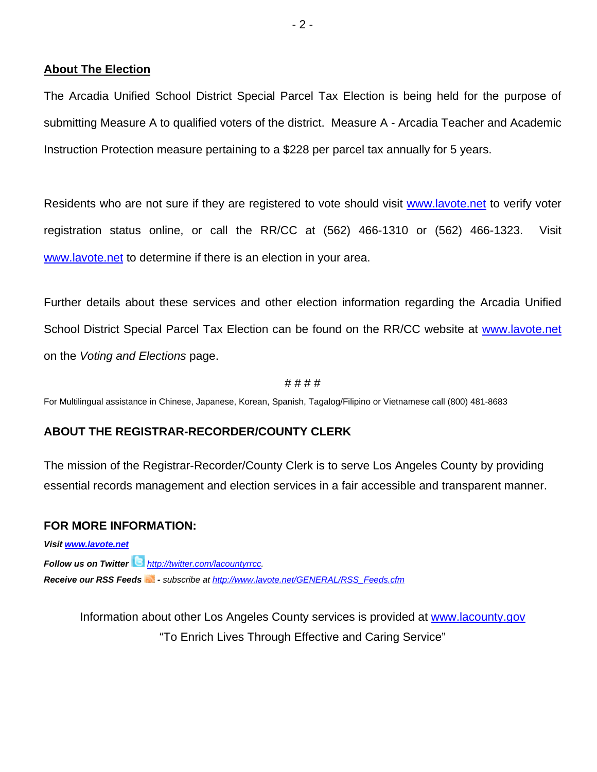## About The Election

The Arcadia Unified School District Special Parcel Tax Election is being held for the purpose of submitting Measure A to qualified voters of the district. Measure A - Arcadia Teacher and Academic Instruction Protection measure pertaining to a $228 per parcel tax annually for 5 years.

Residents who are not sure if they are registered to vote should visit www.lavote.net to verify voter registration status online, or call the RR/CC at (562) 466-1310 or (562) 466-1323. Visit www.lavote.net to determine if there is an election in your area.

Further details about these services and other election information regarding the Arcadia Unified School District Special Parcel Tax Election can be found on the RR/CC website at www.lavote.net on the *Voting and Elections* page.

# # # #

For Multilingual assistance in Chinese, Japanese, Korean, Spanish, Tagalog/Filipino or Vietnamese call (800) 481-8683

**ABOUT THE REGISTRAR-RECORDER/COUNTY CLERK**

The mission of the Registrar-Recorder/County Clerk is to serve Los Angeles County by providing essential records management and election services in a fair accessible and transparent manner.

**FOR MORE INFORMATION:**

***Visit www.lavote.net***

***Follow us on Twitter*** *http://twitter.com/lacountyrrcc.*

***Receive our RSS Feeds -*** *subscribe at http://www.lavote.net/GENERAL/RSS_Feeds.cfm*

Information about other Los Angeles County services is provided at www.lacounty.gov

"To Enrich Lives Through Effective and Caring Service"